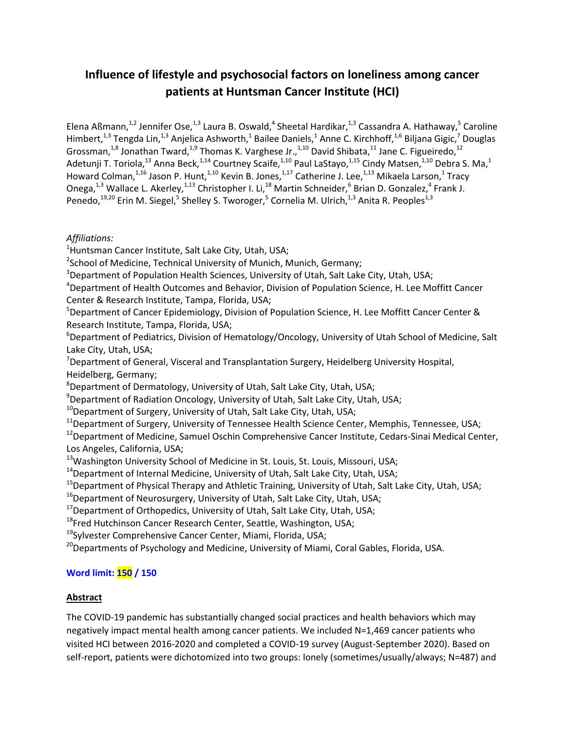# Influence of lifestyle and psychosocial factors on loneliness among cancer patients at Huntsman Cancer Institute (HCI)

Elena Aßmann,[1,2] Jennifer Ose,[1,3] Laura B. Oswald,[4] Sheetal Hardikar,[1,3] Cassandra A. Hathaway,[5] Caroline Himbert,[1,3] Tengda Lin,[1,3] Anjelica Ashworth,[1] Bailee Daniels,[1] Anne C. Kirchhoff,[1,6] Biljana Gigic,[7] Douglas Grossman,[1,8] Jonathan Tward,[1,9] Thomas K. Varghese Jr.,[1,10] David Shibata,[11] Jane C. Figueiredo,[12] Adetunji T. Toriola,[13] Anna Beck,[1,14] Courtney Scaife,[1,10] Paul LaStayo,[1,15] Cindy Matsen,[1,10] Debra S. Ma,[1] Howard Colman,[1,16] Jason P. Hunt,[1,10] Kevin B. Jones,[1,17] Catherine J. Lee,[1,13] Mikaela Larson,[1] Tracy Onega,[1,3] Wallace L. Akerley,[1,13] Christopher I. Li,[18] Martin Schneider,[6] Brian D. Gonzalez,[4] Frank J. Penedo,[19,20] Erin M. Siegel,[5] Shelley S. Tworoger,[5] Cornelia M. Ulrich,[1,3] Anita R. Peoples[1,3]

*Affiliations:*

[1]Huntsman Cancer Institute, Salt Lake City, Utah, USA;

[2]School of Medicine, Technical University of Munich, Munich, Germany;

[3]Department of Population Health Sciences, University of Utah, Salt Lake City, Utah, USA;

[4]Department of Health Outcomes and Behavior, Division of Population Science, H. Lee Moffitt Cancer Center & Research Institute, Tampa, Florida, USA;

[5]Department of Cancer Epidemiology, Division of Population Science, H. Lee Moffitt Cancer Center & Research Institute, Tampa, Florida, USA;

[6]Department of Pediatrics, Division of Hematology/Oncology, University of Utah School of Medicine, Salt Lake City, Utah, USA;

[7]Department of General, Visceral and Transplantation Surgery, Heidelberg University Hospital, Heidelberg, Germany;

[8]Department of Dermatology, University of Utah, Salt Lake City, Utah, USA;

[9]Department of Radiation Oncology, University of Utah, Salt Lake City, Utah, USA;

[10]Department of Surgery, University of Utah, Salt Lake City, Utah, USA;

[11]Department of Surgery, University of Tennessee Health Science Center, Memphis, Tennessee, USA;

[12]Department of Medicine, Samuel Oschin Comprehensive Cancer Institute, Cedars-Sinai Medical Center, Los Angeles, California, USA;

[13]Washington University School of Medicine in St. Louis, St. Louis, Missouri, USA;

[14]Department of Internal Medicine, University of Utah, Salt Lake City, Utah, USA;

[15]Department of Physical Therapy and Athletic Training, University of Utah, Salt Lake City, Utah, USA;

[16]Department of Neurosurgery, University of Utah, Salt Lake City, Utah, USA;

[17]Department of Orthopedics, University of Utah, Salt Lake City, Utah, USA;

[18]Fred Hutchinson Cancer Research Center, Seattle, Washington, USA;

[19]Sylvester Comprehensive Cancer Center, Miami, Florida, USA;

[20]Departments of Psychology and Medicine, University of Miami, Coral Gables, Florida, USA.

**Word limit: 150 / 150**

## Abstract

The COVID-19 pandemic has substantially changed social practices and health behaviors which may negatively impact mental health among cancer patients. We included N=1,469 cancer patients who visited HCI between 2016-2020 and completed a COVID-19 survey (August-September 2020). Based on self-report, patients were dichotomized into two groups: lonely (sometimes/usually/always; N=487) and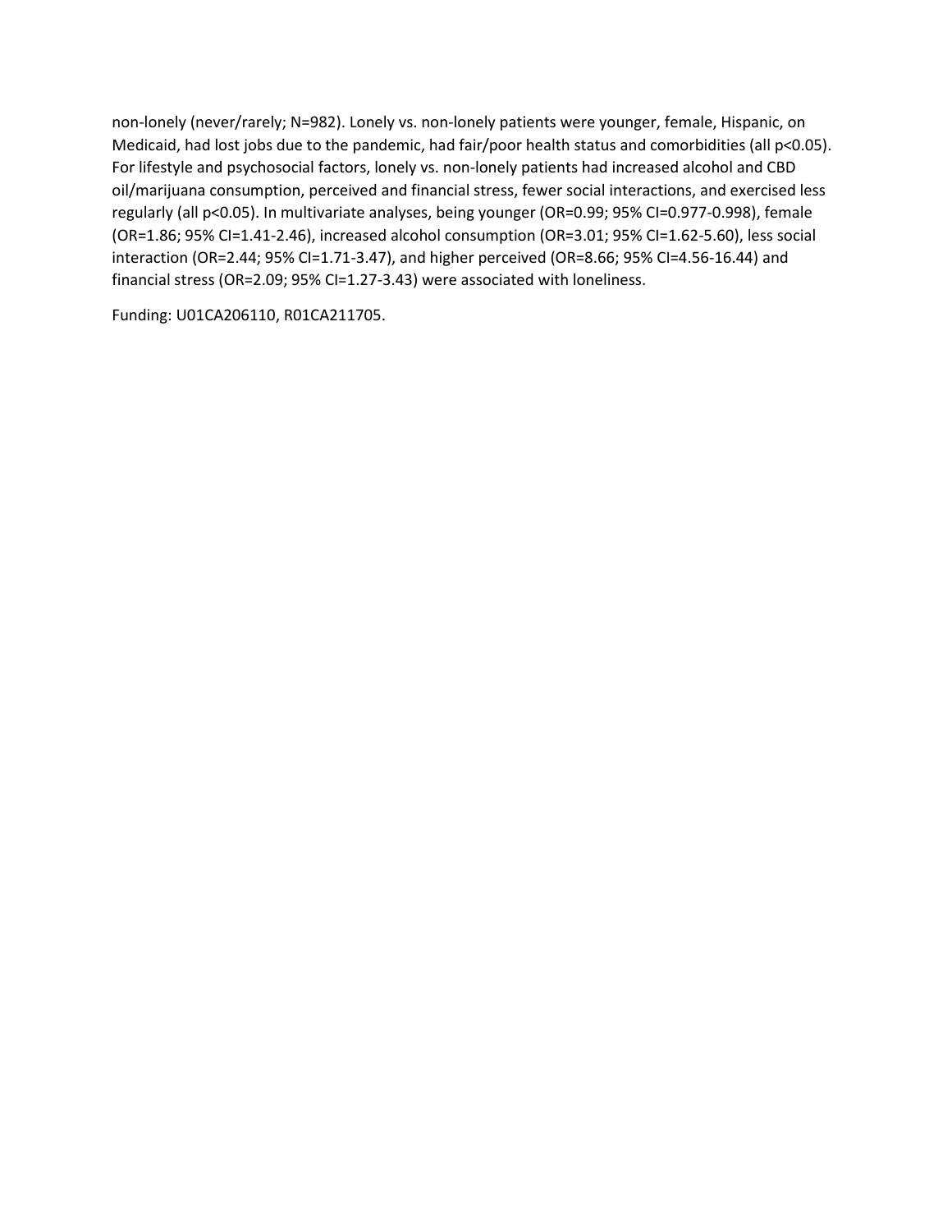non-lonely (never/rarely; N=982). Lonely vs. non-lonely patients were younger, female, Hispanic, on Medicaid, had lost jobs due to the pandemic, had fair/poor health status and comorbidities (all $p<0.05$). For lifestyle and psychosocial factors, lonely vs. non-lonely patients had increased alcohol and CBD oil/marijuana consumption, perceived and financial stress, fewer social interactions, and exercised less regularly (all $p<0.05$). In multivariate analyses, being younger (OR=0.99; 95% CI=0.977-0.998), female (OR=1.86; 95% CI=1.41-2.46), increased alcohol consumption (OR=3.01; 95% CI=1.62-5.60), less social interaction (OR=2.44; 95% CI=1.71-3.47), and higher perceived (OR=8.66; 95% CI=4.56-16.44) and financial stress (OR=2.09; 95% CI=1.27-3.43) were associated with loneliness.

Funding: U01CA206110, R01CA211705.